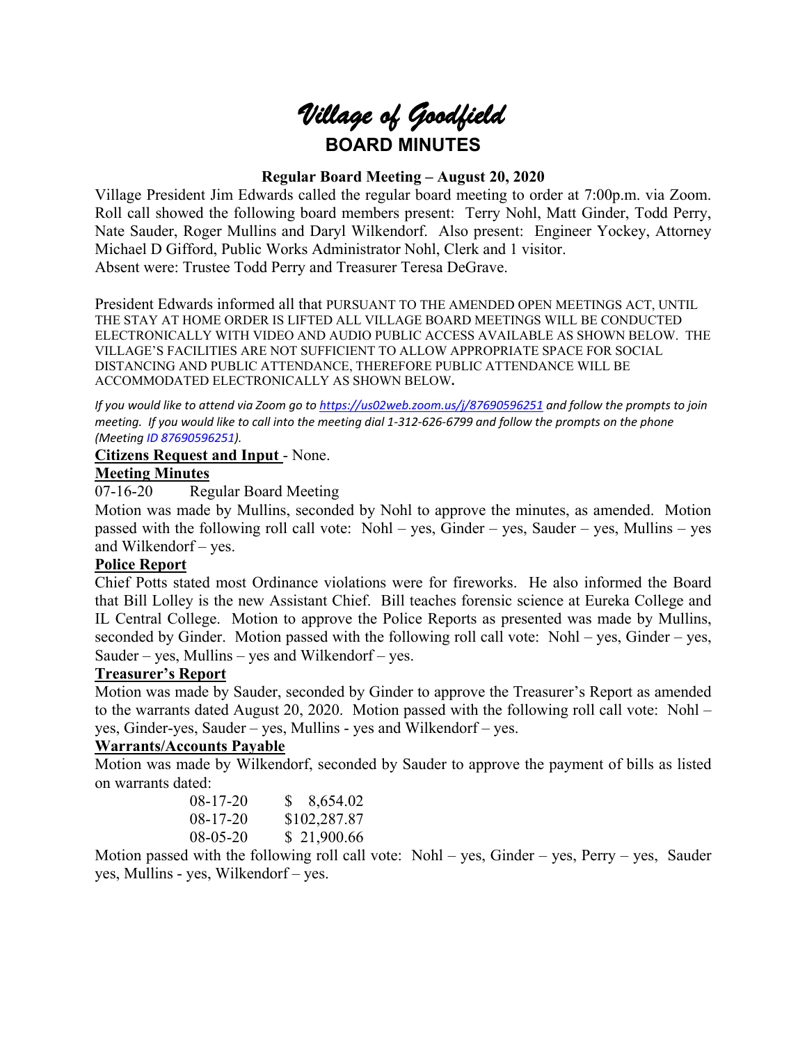# *Village of Goodfield*

## BOARD MINUTES

**Regular Board Meeting – August 20, 2020**

Village President Jim Edwards called the regular board meeting to order at 7:00p.m. via Zoom. Roll call showed the following board members present: Terry Nohl, Matt Ginder, Todd Perry, Nate Sauder, Roger Mullins and Daryl Wilkendorf. Also present: Engineer Yockey, Attorney Michael D Gifford, Public Works Administrator Nohl, Clerk and 1 visitor.
Absent were: Trustee Todd Perry and Treasurer Teresa DeGrave.

President Edwards informed all that PURSUANT TO THE AMENDED OPEN MEETINGS ACT, UNTIL THE STAY AT HOME ORDER IS LIFTED ALL VILLAGE BOARD MEETINGS WILL BE CONDUCTED ELECTRONICALLY WITH VIDEO AND AUDIO PUBLIC ACCESS AVAILABLE AS SHOWN BELOW. THE VILLAGE'S FACILITIES ARE NOT SUFFICIENT TO ALLOW APPROPRIATE SPACE FOR SOCIAL DISTANCING AND PUBLIC ATTENDANCE, THEREFORE PUBLIC ATTENDANCE WILL BE ACCOMMODATED ELECTRONICALLY AS SHOWN BELOW.

*If you would like to attend via Zoom go to https://us02web.zoom.us/j/87690596251 and follow the prompts to join meeting. If you would like to call into the meeting dial 1-312-626-6799 and follow the prompts on the phone (Meeting ID 87690596251).*

**Citizens Request and Input** - None.

**Meeting Minutes**

07-16-20 Regular Board Meeting

Motion was made by Mullins, seconded by Nohl to approve the minutes, as amended. Motion passed with the following roll call vote: Nohl – yes, Ginder – yes, Sauder – yes, Mullins – yes and Wilkendorf – yes.

**Police Report**

Chief Potts stated most Ordinance violations were for fireworks. He also informed the Board that Bill Lolley is the new Assistant Chief. Bill teaches forensic science at Eureka College and IL Central College. Motion to approve the Police Reports as presented was made by Mullins, seconded by Ginder. Motion passed with the following roll call vote: Nohl – yes, Ginder – yes, Sauder – yes, Mullins – yes and Wilkendorf – yes.

**Treasurer's Report**

Motion was made by Sauder, seconded by Ginder to approve the Treasurer's Report as amended to the warrants dated August 20, 2020. Motion passed with the following roll call vote: Nohl – yes, Ginder-yes, Sauder – yes, Mullins - yes and Wilkendorf – yes.

**Warrants/Accounts Payable**

Motion was made by Wilkendorf, seconded by Sauder to approve the payment of bills as listed on warrants dated:

| | |
|---|---|
| 08-17-20 | $ 8,654.02 |
| 08-17-20 | $102,287.87 |
| 08-05-20 | $ 21,900.66 |

Motion passed with the following roll call vote: Nohl – yes, Ginder – yes, Perry – yes, Sauder yes, Mullins - yes, Wilkendorf – yes.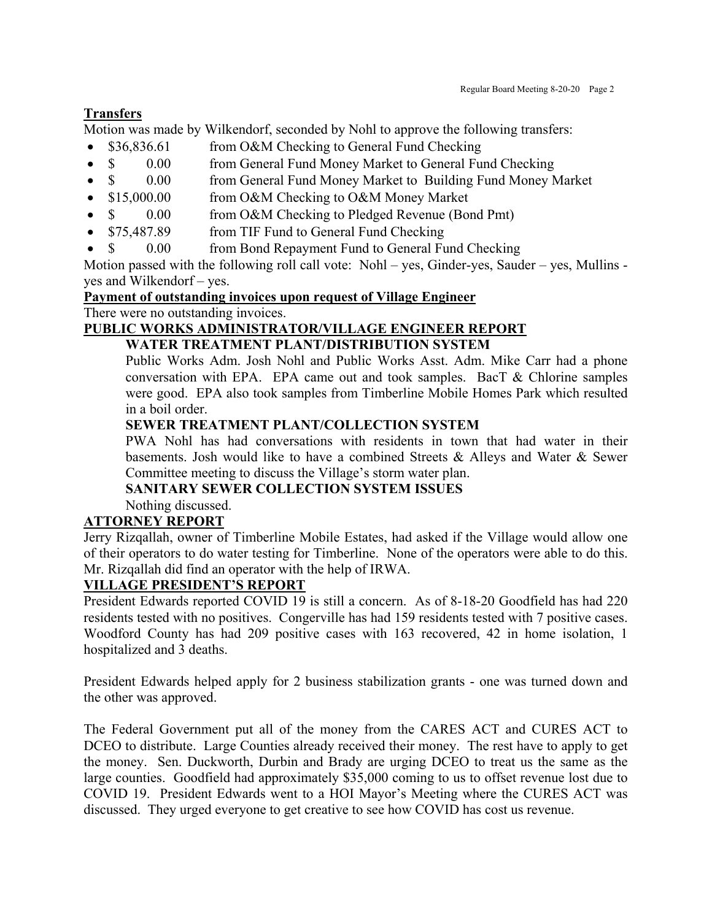**Transfers**

Motion was made by Wilkendorf, seconded by Nohl to approve the following transfers:

- $36,836.61 from O&M Checking to General Fund Checking
- $ 0.00 from General Fund Money Market to General Fund Checking
- $ 0.00 from General Fund Money Market to Building Fund Money Market
- $15,000.00 from O&M Checking to O&M Money Market
- $ 0.00 from O&M Checking to Pledged Revenue (Bond Pmt)
- $75,487.89 from TIF Fund to General Fund Checking
- $ 0.00 from Bond Repayment Fund to General Fund Checking

Motion passed with the following roll call vote: Nohl – yes, Ginder-yes, Sauder – yes, Mullins - yes and Wilkendorf – yes.

**Payment of outstanding invoices upon request of Village Engineer**

There were no outstanding invoices.

**PUBLIC WORKS ADMINISTRATOR/VILLAGE ENGINEER REPORT**

**WATER TREATMENT PLANT/DISTRIBUTION SYSTEM**

Public Works Adm. Josh Nohl and Public Works Asst. Adm. Mike Carr had a phone conversation with EPA. EPA came out and took samples. BacT & Chlorine samples were good. EPA also took samples from Timberline Mobile Homes Park which resulted in a boil order.

**SEWER TREATMENT PLANT/COLLECTION SYSTEM**

PWA Nohl has had conversations with residents in town that had water in their basements. Josh would like to have a combined Streets & Alleys and Water & Sewer Committee meeting to discuss the Village's storm water plan.

**SANITARY SEWER COLLECTION SYSTEM ISSUES**

Nothing discussed.

**ATTORNEY REPORT**

Jerry Rizqallah, owner of Timberline Mobile Estates, had asked if the Village would allow one of their operators to do water testing for Timberline. None of the operators were able to do this. Mr. Rizqallah did find an operator with the help of IRWA.

**VILLAGE PRESIDENT'S REPORT**

President Edwards reported COVID 19 is still a concern. As of 8-18-20 Goodfield has had 220 residents tested with no positives. Congerville has had 159 residents tested with 7 positive cases. Woodford County has had 209 positive cases with 163 recovered, 42 in home isolation, 1 hospitalized and 3 deaths.

President Edwards helped apply for 2 business stabilization grants - one was turned down and the other was approved.

The Federal Government put all of the money from the CARES ACT and CURES ACT to DCEO to distribute. Large Counties already received their money. The rest have to apply to get the money. Sen. Duckworth, Durbin and Brady are urging DCEO to treat us the same as the large counties. Goodfield had approximately $35,000 coming to us to offset revenue lost due to COVID 19. President Edwards went to a HOI Mayor's Meeting where the CURES ACT was discussed. They urged everyone to get creative to see how COVID has cost us revenue.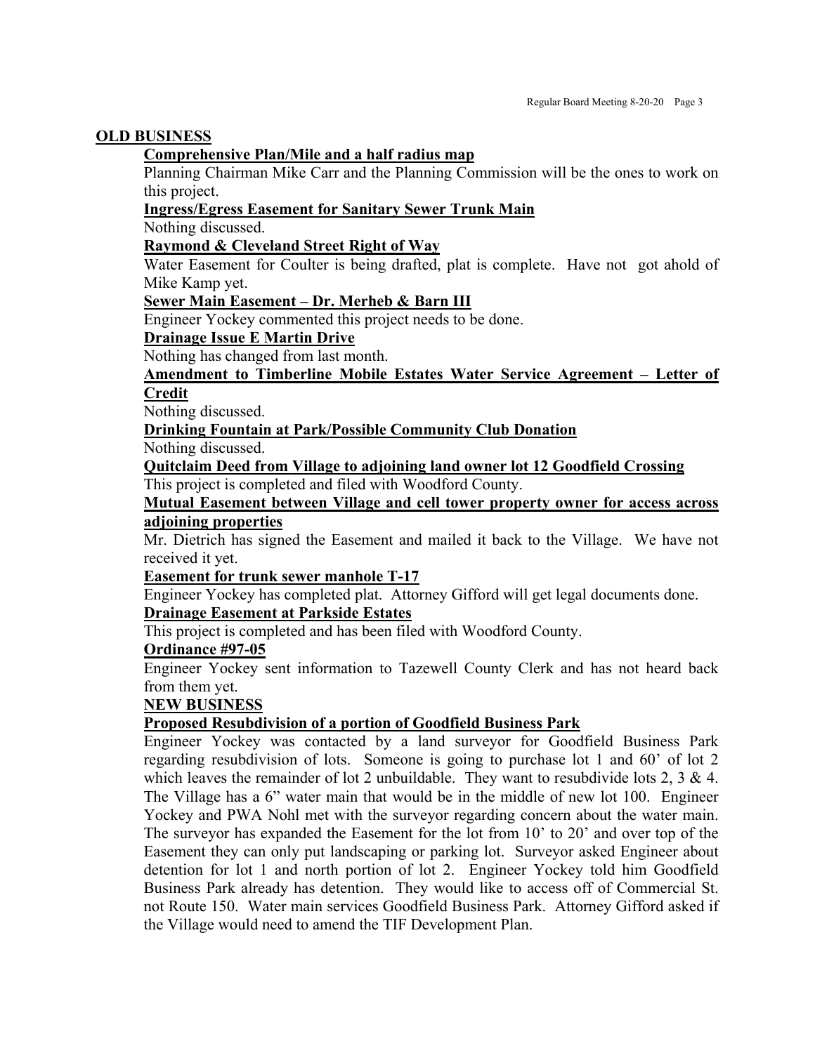## OLD BUSINESS

### Comprehensive Plan/Mile and a half radius map

Planning Chairman Mike Carr and the Planning Commission will be the ones to work on this project.

### Ingress/Egress Easement for Sanitary Sewer Trunk Main

Nothing discussed.

### Raymond & Cleveland Street Right of Way

Water Easement for Coulter is being drafted, plat is complete. Have not got ahold of Mike Kamp yet.

### Sewer Main Easement – Dr. Merheb & Barn III

Engineer Yockey commented this project needs to be done.

### Drainage Issue E Martin Drive

Nothing has changed from last month.

### Amendment to Timberline Mobile Estates Water Service Agreement – Letter of Credit

Nothing discussed.

### Drinking Fountain at Park/Possible Community Club Donation

Nothing discussed.

### Quitclaim Deed from Village to adjoining land owner lot 12 Goodfield Crossing

This project is completed and filed with Woodford County.

### Mutual Easement between Village and cell tower property owner for access across adjoining properties

Mr. Dietrich has signed the Easement and mailed it back to the Village. We have not received it yet.

### Easement for trunk sewer manhole T-17

Engineer Yockey has completed plat. Attorney Gifford will get legal documents done.

### Drainage Easement at Parkside Estates

This project is completed and has been filed with Woodford County.

### Ordinance #97-05

Engineer Yockey sent information to Tazewell County Clerk and has not heard back from them yet.

## NEW BUSINESS

### Proposed Resubdivision of a portion of Goodfield Business Park

Engineer Yockey was contacted by a land surveyor for Goodfield Business Park regarding resubdivision of lots. Someone is going to purchase lot 1 and 60' of lot 2 which leaves the remainder of lot 2 unbuildable. They want to resubdivide lots 2, 3 & 4. The Village has a 6" water main that would be in the middle of new lot 100. Engineer Yockey and PWA Nohl met with the surveyor regarding concern about the water main. The surveyor has expanded the Easement for the lot from 10' to 20' and over top of the Easement they can only put landscaping or parking lot. Surveyor asked Engineer about detention for lot 1 and north portion of lot 2. Engineer Yockey told him Goodfield Business Park already has detention. They would like to access off of Commercial St. not Route 150. Water main services Goodfield Business Park. Attorney Gifford asked if the Village would need to amend the TIF Development Plan.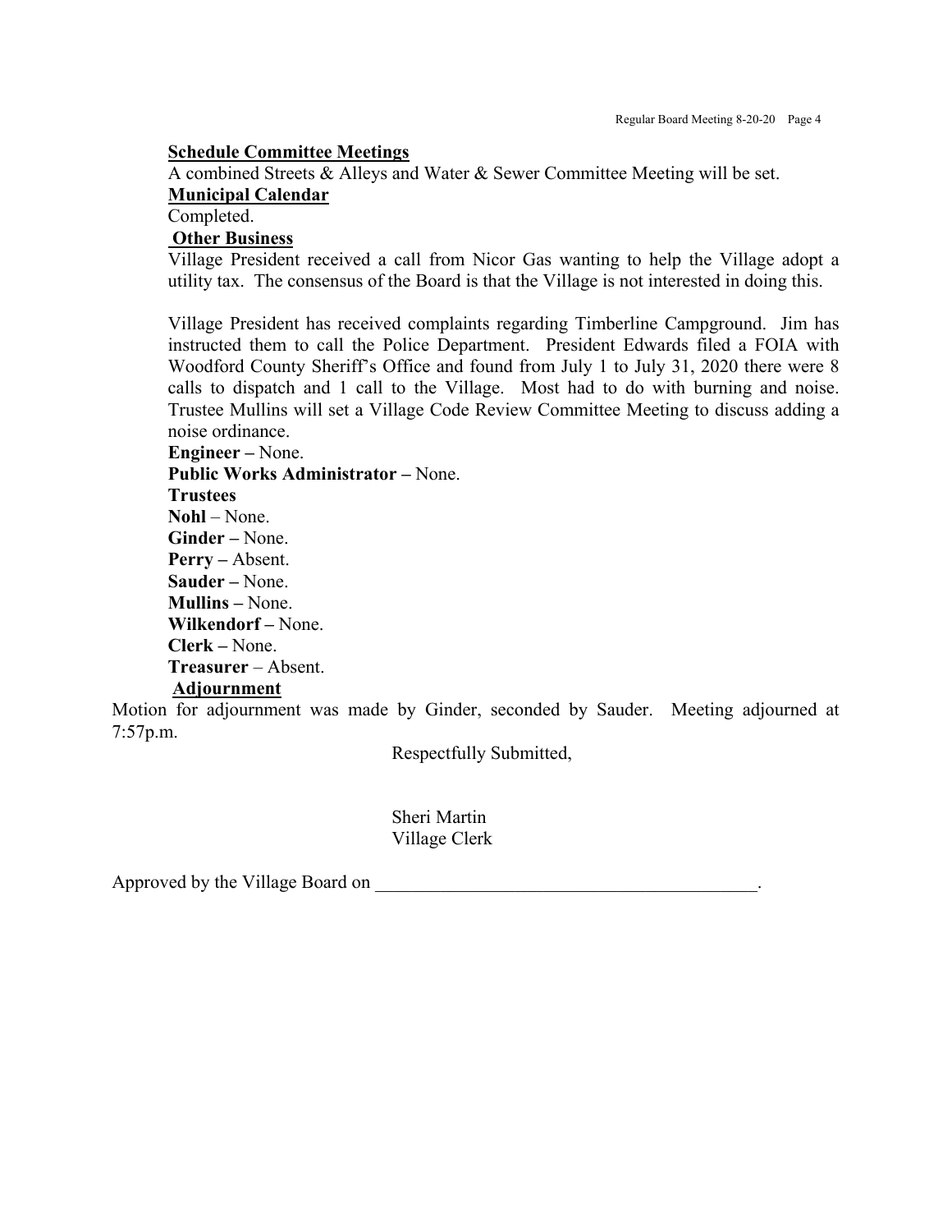**Schedule Committee Meetings**

A combined Streets & Alleys and Water & Sewer Committee Meeting will be set.

**Municipal Calendar**

Completed.

**Other Business**

Village President received a call from Nicor Gas wanting to help the Village adopt a utility tax. The consensus of the Board is that the Village is not interested in doing this.

Village President has received complaints regarding Timberline Campground. Jim has instructed them to call the Police Department. President Edwards filed a FOIA with Woodford County Sheriff's Office and found from July 1 to July 31, 2020 there were 8 calls to dispatch and 1 call to the Village. Most had to do with burning and noise. Trustee Mullins will set a Village Code Review Committee Meeting to discuss adding a noise ordinance.

**Engineer –** None.

**Public Works Administrator –** None.

**Trustees**

**Nohl** – None.

**Ginder –** None.

**Perry –** Absent.

**Sauder –** None.

**Mullins –** None.

**Wilkendorf –** None.

**Clerk –** None.

**Treasurer** – Absent.

**Adjournment**

Motion for adjournment was made by Ginder, seconded by Sauder. Meeting adjourned at 7:57p.m.

Respectfully Submitted,

Sheri Martin
Village Clerk

Approved by the Village Board on ___________________________________________.